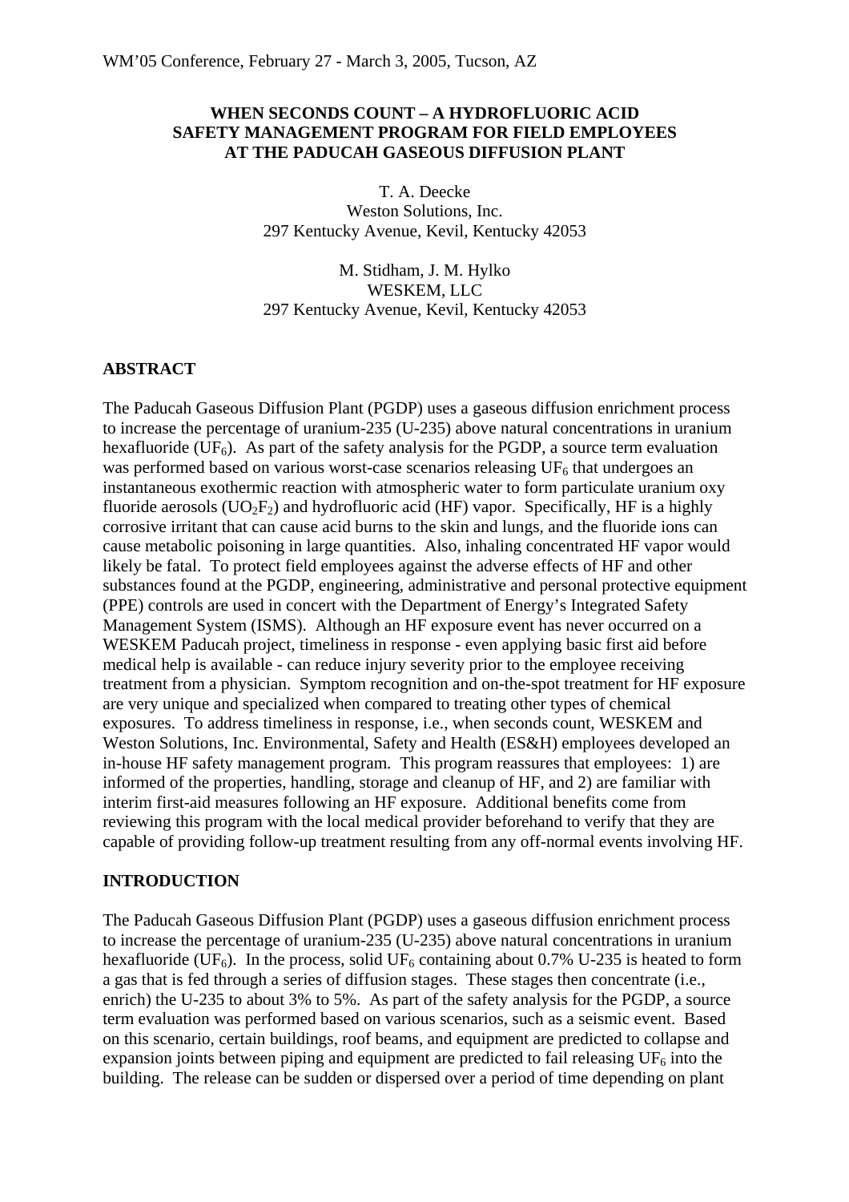# WHEN SECONDS COUNT – A HYDROFLUORIC ACID SAFETY MANAGEMENT PROGRAM FOR FIELD EMPLOYEES AT THE PADUCAH GASEOUS DIFFUSION PLANT

T. A. Deecke
Weston Solutions, Inc.
297 Kentucky Avenue, Kevil, Kentucky 42053

M. Stidham, J. M. Hylko
WESKEM, LLC
297 Kentucky Avenue, Kevil, Kentucky 42053

## ABSTRACT

The Paducah Gaseous Diffusion Plant (PGDP) uses a gaseous diffusion enrichment process to increase the percentage of uranium-235 (U-235) above natural concentrations in uranium hexafluoride ($UF_6$). As part of the safety analysis for the PGDP, a source term evaluation was performed based on various worst-case scenarios releasing $UF_6$ that undergoes an instantaneous exothermic reaction with atmospheric water to form particulate uranium oxy fluoride aerosols ($UO_2F_2$) and hydrofluoric acid (HF) vapor. Specifically, HF is a highly corrosive irritant that can cause acid burns to the skin and lungs, and the fluoride ions can cause metabolic poisoning in large quantities. Also, inhaling concentrated HF vapor would likely be fatal. To protect field employees against the adverse effects of HF and other substances found at the PGDP, engineering, administrative and personal protective equipment (PPE) controls are used in concert with the Department of Energy's Integrated Safety Management System (ISMS). Although an HF exposure event has never occurred on a WESKEM Paducah project, timeliness in response - even applying basic first aid before medical help is available - can reduce injury severity prior to the employee receiving treatment from a physician. Symptom recognition and on-the-spot treatment for HF exposure are very unique and specialized when compared to treating other types of chemical exposures. To address timeliness in response, i.e., when seconds count, WESKEM and Weston Solutions, Inc. Environmental, Safety and Health (ES&H) employees developed an in-house HF safety management program. This program reassures that employees: 1) are informed of the properties, handling, storage and cleanup of HF, and 2) are familiar with interim first-aid measures following an HF exposure. Additional benefits come from reviewing this program with the local medical provider beforehand to verify that they are capable of providing follow-up treatment resulting from any off-normal events involving HF.

## INTRODUCTION

The Paducah Gaseous Diffusion Plant (PGDP) uses a gaseous diffusion enrichment process to increase the percentage of uranium-235 (U-235) above natural concentrations in uranium hexafluoride ($UF_6$). In the process, solid $UF_6$ containing about 0.7% U-235 is heated to form a gas that is fed through a series of diffusion stages. These stages then concentrate (i.e., enrich) the U-235 to about 3% to 5%. As part of the safety analysis for the PGDP, a source term evaluation was performed based on various scenarios, such as a seismic event. Based on this scenario, certain buildings, roof beams, and equipment are predicted to collapse and expansion joints between piping and equipment are predicted to fail releasing $UF_6$ into the building. The release can be sudden or dispersed over a period of time depending on plant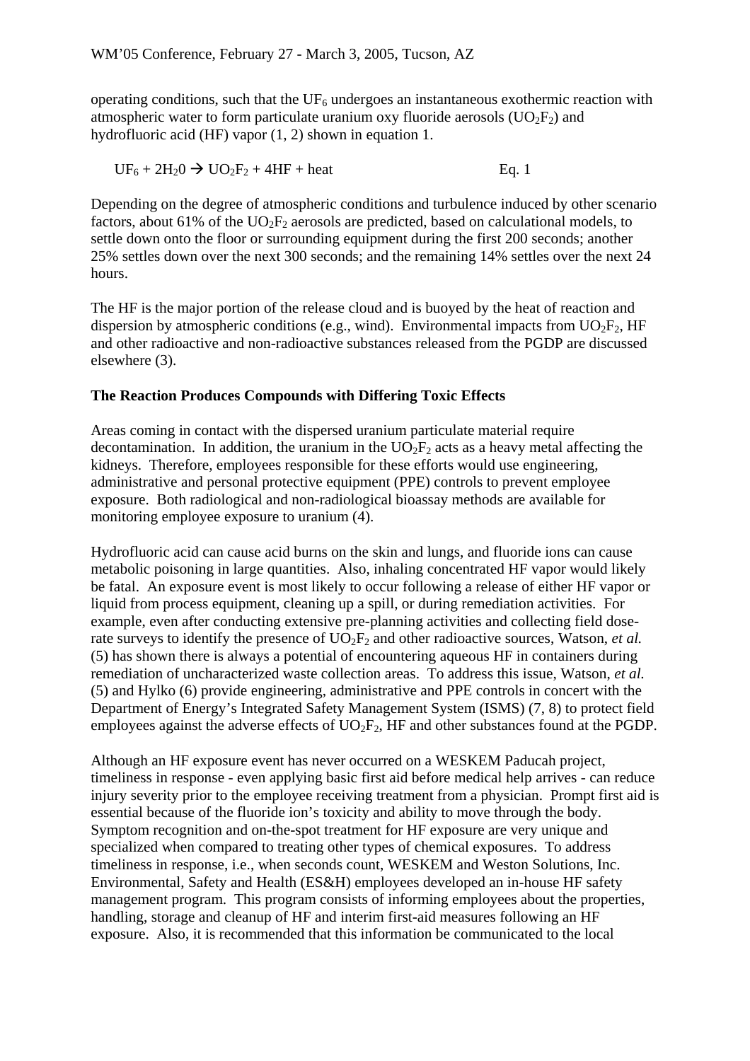operating conditions, such that the $UF_6$ undergoes an instantaneous exothermic reaction with atmospheric water to form particulate uranium oxy fluoride aerosols ($UO_2F_2$) and hydrofluoric acid (HF) vapor (1, 2) shown in equation 1.

$$UF_6 + 2H_20 \rightarrow UO_2F_2 + 4HF + heat \qquad \text{Eq. 1}$$

Depending on the degree of atmospheric conditions and turbulence induced by other scenario factors, about 61% of the $UO_2F_2$ aerosols are predicted, based on calculational models, to settle down onto the floor or surrounding equipment during the first 200 seconds; another 25% settles down over the next 300 seconds; and the remaining 14% settles over the next 24 hours.

The HF is the major portion of the release cloud and is buoyed by the heat of reaction and dispersion by atmospheric conditions (e.g., wind). Environmental impacts from $UO_2F_2$, HF and other radioactive and non-radioactive substances released from the PGDP are discussed elsewhere (3).

**The Reaction Produces Compounds with Differing Toxic Effects**

Areas coming in contact with the dispersed uranium particulate material require decontamination. In addition, the uranium in the $UO_2F_2$ acts as a heavy metal affecting the kidneys. Therefore, employees responsible for these efforts would use engineering, administrative and personal protective equipment (PPE) controls to prevent employee exposure. Both radiological and non-radiological bioassay methods are available for monitoring employee exposure to uranium (4).

Hydrofluoric acid can cause acid burns on the skin and lungs, and fluoride ions can cause metabolic poisoning in large quantities. Also, inhaling concentrated HF vapor would likely be fatal. An exposure event is most likely to occur following a release of either HF vapor or liquid from process equipment, cleaning up a spill, or during remediation activities. For example, even after conducting extensive pre-planning activities and collecting field dose-rate surveys to identify the presence of $UO_2F_2$ and other radioactive sources, Watson, *et al.* (5) has shown there is always a potential of encountering aqueous HF in containers during remediation of uncharacterized waste collection areas. To address this issue, Watson, *et al.* (5) and Hylko (6) provide engineering, administrative and PPE controls in concert with the Department of Energy's Integrated Safety Management System (ISMS) (7, 8) to protect field employees against the adverse effects of $UO_2F_2$, HF and other substances found at the PGDP.

Although an HF exposure event has never occurred on a WESKEM Paducah project, timeliness in response - even applying basic first aid before medical help arrives - can reduce injury severity prior to the employee receiving treatment from a physician. Prompt first aid is essential because of the fluoride ion's toxicity and ability to move through the body. Symptom recognition and on-the-spot treatment for HF exposure are very unique and specialized when compared to treating other types of chemical exposures. To address timeliness in response, i.e., when seconds count, WESKEM and Weston Solutions, Inc. Environmental, Safety and Health (ES&H) employees developed an in-house HF safety management program. This program consists of informing employees about the properties, handling, storage and cleanup of HF and interim first-aid measures following an HF exposure. Also, it is recommended that this information be communicated to the local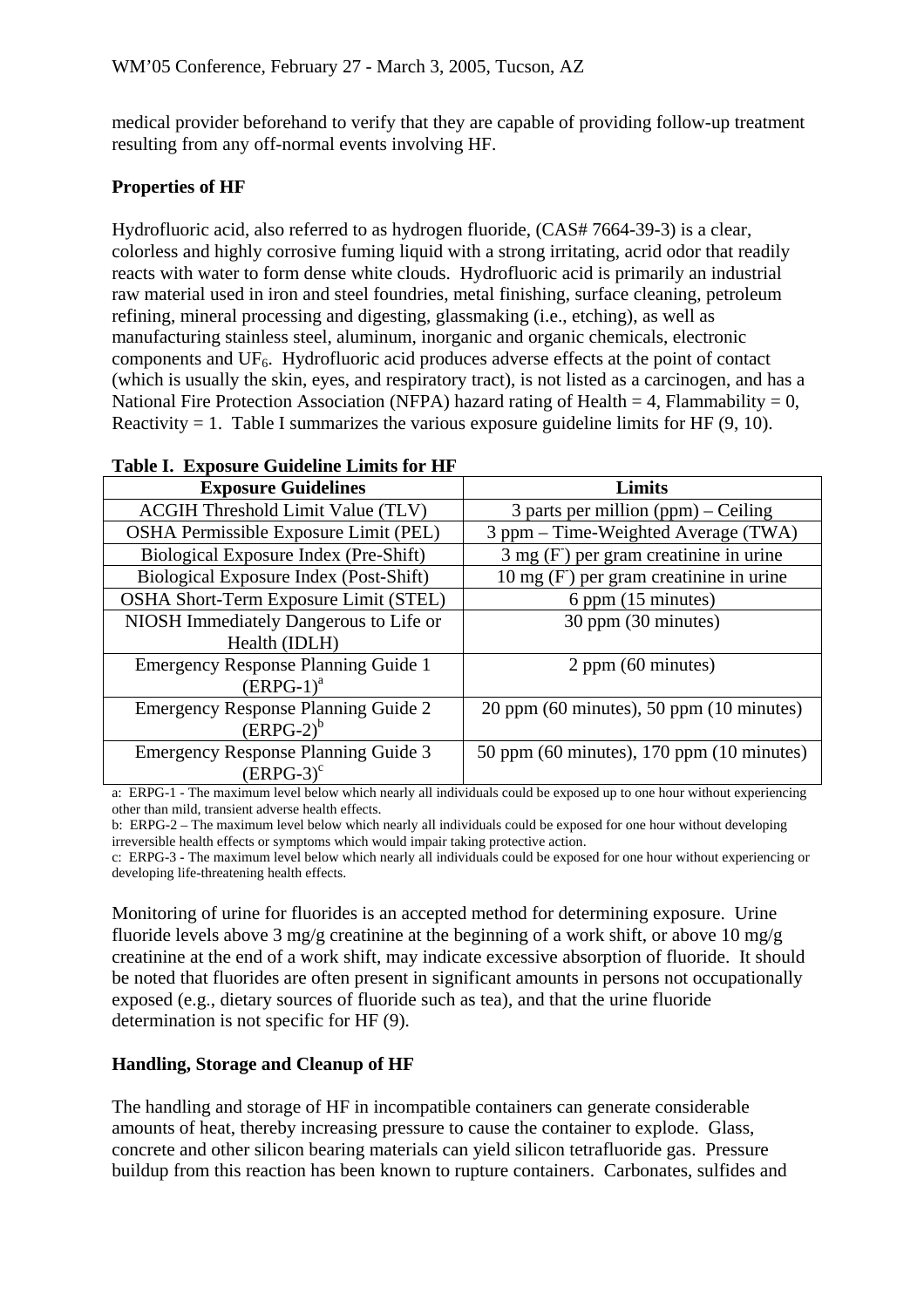medical provider beforehand to verify that they are capable of providing follow-up treatment resulting from any off-normal events involving HF.

**Properties of HF**

Hydrofluoric acid, also referred to as hydrogen fluoride, (CAS# 7664-39-3) is a clear, colorless and highly corrosive fuming liquid with a strong irritating, acrid odor that readily reacts with water to form dense white clouds. Hydrofluoric acid is primarily an industrial raw material used in iron and steel foundries, metal finishing, surface cleaning, petroleum refining, mineral processing and digesting, glassmaking (i.e., etching), as well as manufacturing stainless steel, aluminum, inorganic and organic chemicals, electronic components and $UF_6$. Hydrofluoric acid produces adverse effects at the point of contact (which is usually the skin, eyes, and respiratory tract), is not listed as a carcinogen, and has a National Fire Protection Association (NFPA) hazard rating of Health = 4, Flammability = 0, Reactivity = 1. Table I summarizes the various exposure guideline limits for HF (9, 10).

**Table I. Exposure Guideline Limits for HF**

| Exposure Guidelines | Limits |
|---|---|
| ACGIH Threshold Limit Value (TLV) | 3 parts per million (ppm) – Ceiling |
| OSHA Permissible Exposure Limit (PEL) | 3 ppm – Time-Weighted Average (TWA) |
| Biological Exposure Index (Pre-Shift) | 3 mg ($F^-$) per gram creatinine in urine |
| Biological Exposure Index (Post-Shift) | 10 mg ($F^-$) per gram creatinine in urine |
| OSHA Short-Term Exposure Limit (STEL) | 6 ppm (15 minutes) |
| NIOSH Immediately Dangerous to Life or Health (IDLH) | 30 ppm (30 minutes) |
| Emergency Response Planning Guide 1 (ERPG-1)[a] | 2 ppm (60 minutes) |
| Emergency Response Planning Guide 2 (ERPG-2)[b] | 20 ppm (60 minutes), 50 ppm (10 minutes) |
| Emergency Response Planning Guide 3 (ERPG-3)[c] | 50 ppm (60 minutes), 170 ppm (10 minutes) |

a: ERPG-1 - The maximum level below which nearly all individuals could be exposed up to one hour without experiencing other than mild, transient adverse health effects.
b: ERPG-2 – The maximum level below which nearly all individuals could be exposed for one hour without developing irreversible health effects or symptoms which would impair taking protective action.
c: ERPG-3 - The maximum level below which nearly all individuals could be exposed for one hour without experiencing or developing life-threatening health effects.

Monitoring of urine for fluorides is an accepted method for determining exposure. Urine fluoride levels above 3 mg/g creatinine at the beginning of a work shift, or above 10 mg/g creatinine at the end of a work shift, may indicate excessive absorption of fluoride. It should be noted that fluorides are often present in significant amounts in persons not occupationally exposed (e.g., dietary sources of fluoride such as tea), and that the urine fluoride determination is not specific for HF (9).

**Handling, Storage and Cleanup of HF**

The handling and storage of HF in incompatible containers can generate considerable amounts of heat, thereby increasing pressure to cause the container to explode. Glass, concrete and other silicon bearing materials can yield silicon tetrafluoride gas. Pressure buildup from this reaction has been known to rupture containers. Carbonates, sulfides and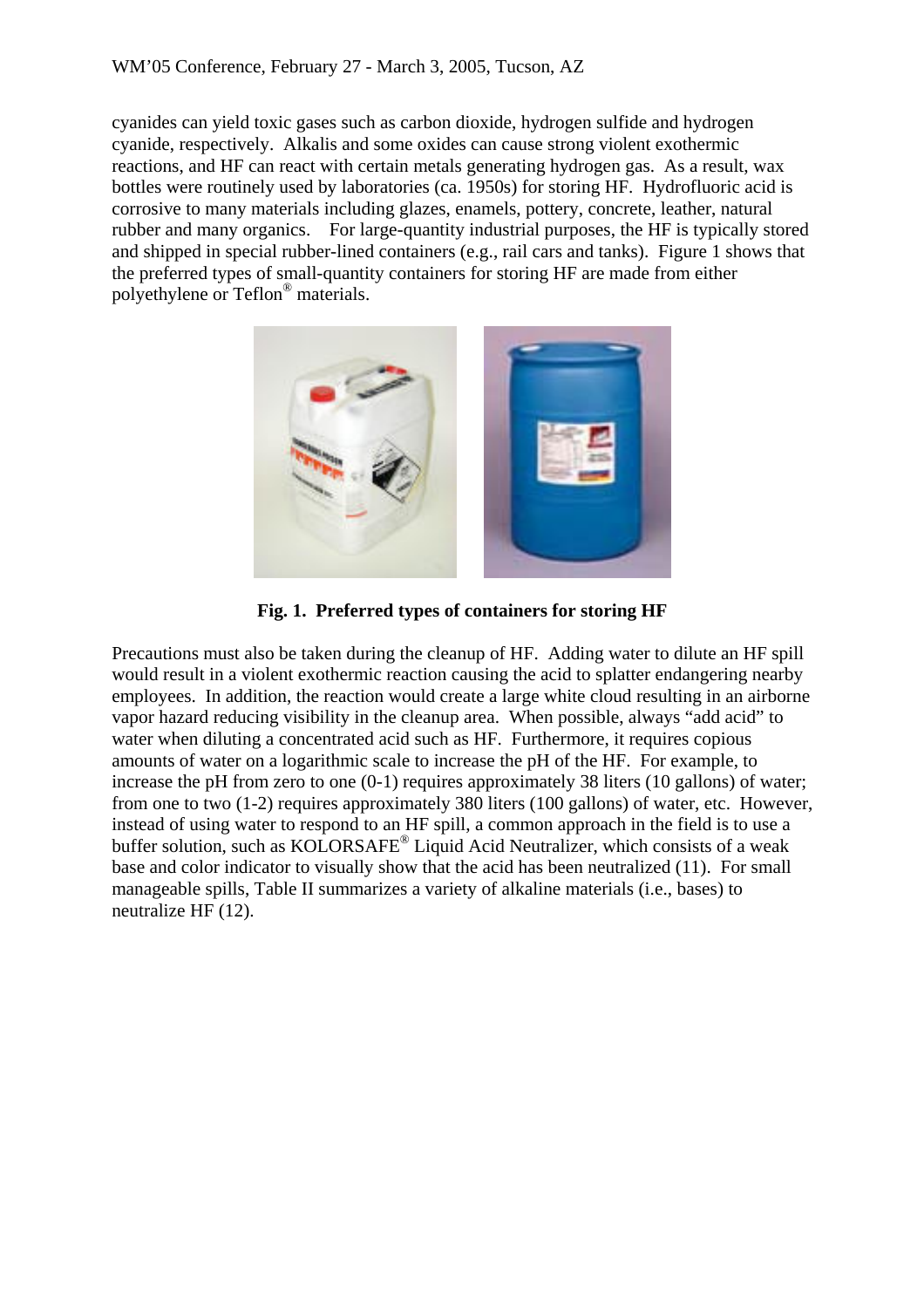cyanides can yield toxic gases such as carbon dioxide, hydrogen sulfide and hydrogen cyanide, respectively. Alkalis and some oxides can cause strong violent exothermic reactions, and HF can react with certain metals generating hydrogen gas. As a result, wax bottles were routinely used by laboratories (ca. 1950s) for storing HF. Hydrofluoric acid is corrosive to many materials including glazes, enamels, pottery, concrete, leather, natural rubber and many organics. For large-quantity industrial purposes, the HF is typically stored and shipped in special rubber-lined containers (e.g., rail cars and tanks). Figure 1 shows that the preferred types of small-quantity containers for storing HF are made from either polyethylene or Teflon® materials.

**Fig. 1. Preferred types of containers for storing HF**

Precautions must also be taken during the cleanup of HF. Adding water to dilute an HF spill would result in a violent exothermic reaction causing the acid to splatter endangering nearby employees. In addition, the reaction would create a large white cloud resulting in an airborne vapor hazard reducing visibility in the cleanup area. When possible, always "add acid" to water when diluting a concentrated acid such as HF. Furthermore, it requires copious amounts of water on a logarithmic scale to increase the pH of the HF. For example, to increase the pH from zero to one (0-1) requires approximately 38 liters (10 gallons) of water; from one to two (1-2) requires approximately 380 liters (100 gallons) of water, etc. However, instead of using water to respond to an HF spill, a common approach in the field is to use a buffer solution, such as KOLORSAFE® Liquid Acid Neutralizer, which consists of a weak base and color indicator to visually show that the acid has been neutralized (11). For small manageable spills, Table II summarizes a variety of alkaline materials (i.e., bases) to neutralize HF (12).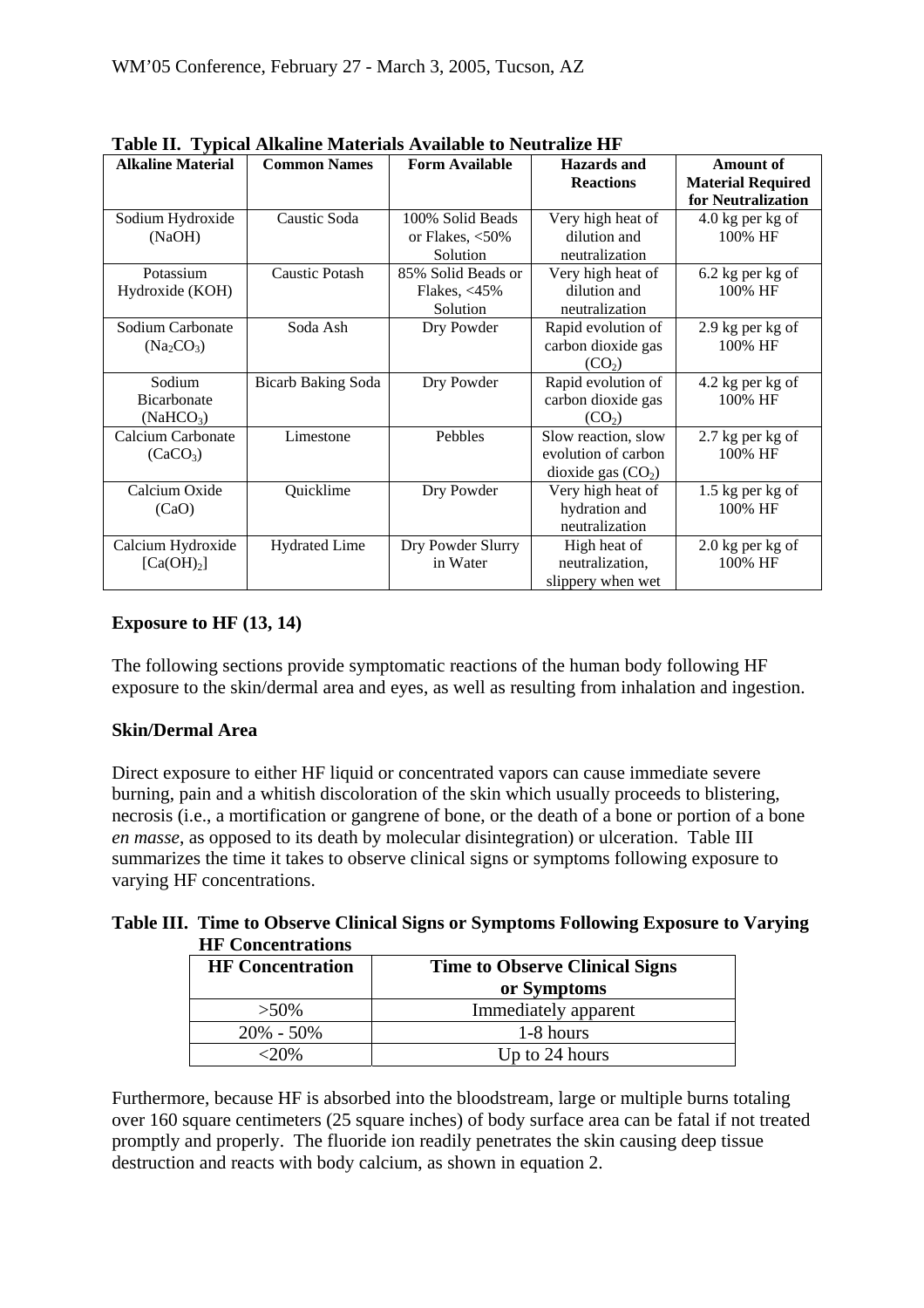**Table II. Typical Alkaline Materials Available to Neutralize HF**

| Alkaline Material | Common Names | Form Available | Hazards and Reactions | Amount of Material Required for Neutralization |
|---|---|---|---|---|
| Sodium Hydroxide (NaOH) | Caustic Soda | 100% Solid Beads or Flakes, <50% Solution | Very high heat of dilution and neutralization | 4.0 kg per kg of 100% HF |
| Potassium Hydroxide (KOH) | Caustic Potash | 85% Solid Beads or Flakes, <45% Solution | Very high heat of dilution and neutralization | 6.2 kg per kg of 100% HF |
| Sodium Carbonate ($Na_2CO_3$) | Soda Ash | Dry Powder | Rapid evolution of carbon dioxide gas ($CO_2$) | 2.9 kg per kg of 100% HF |
| Sodium Bicarbonate ($NaHCO_3$) | Bicarb Baking Soda | Dry Powder | Rapid evolution of carbon dioxide gas ($CO_2$) | 4.2 kg per kg of 100% HF |
| Calcium Carbonate ($CaCO_3$) | Limestone | Pebbles | Slow reaction, slow evolution of carbon dioxide gas ($CO_2$) | 2.7 kg per kg of 100% HF |
| Calcium Oxide (CaO) | Quicklime | Dry Powder | Very high heat of hydration and neutralization | 1.5 kg per kg of 100% HF |
| Calcium Hydroxide [$Ca(OH)_2$] | Hydrated Lime | Dry Powder Slurry in Water | High heat of neutralization, slippery when wet | 2.0 kg per kg of 100% HF |

### Exposure to HF (13, 14)

The following sections provide symptomatic reactions of the human body following HF exposure to the skin/dermal area and eyes, as well as resulting from inhalation and ingestion.

### Skin/Dermal Area

Direct exposure to either HF liquid or concentrated vapors can cause immediate severe burning, pain and a whitish discoloration of the skin which usually proceeds to blistering, necrosis (i.e., a mortification or gangrene of bone, or the death of a bone or portion of a bone *en masse*, as opposed to its death by molecular disintegration) or ulceration. Table III summarizes the time it takes to observe clinical signs or symptoms following exposure to varying HF concentrations.

**Table III. Time to Observe Clinical Signs or Symptoms Following Exposure to Varying HF Concentrations**

| HF Concentration | Time to Observe Clinical Signs or Symptoms |
|---|---|
| >50% | Immediately apparent |
| 20% - 50% | 1-8 hours |
| <20% | Up to 24 hours |

Furthermore, because HF is absorbed into the bloodstream, large or multiple burns totaling over 160 square centimeters (25 square inches) of body surface area can be fatal if not treated promptly and properly. The fluoride ion readily penetrates the skin causing deep tissue destruction and reacts with body calcium, as shown in equation 2.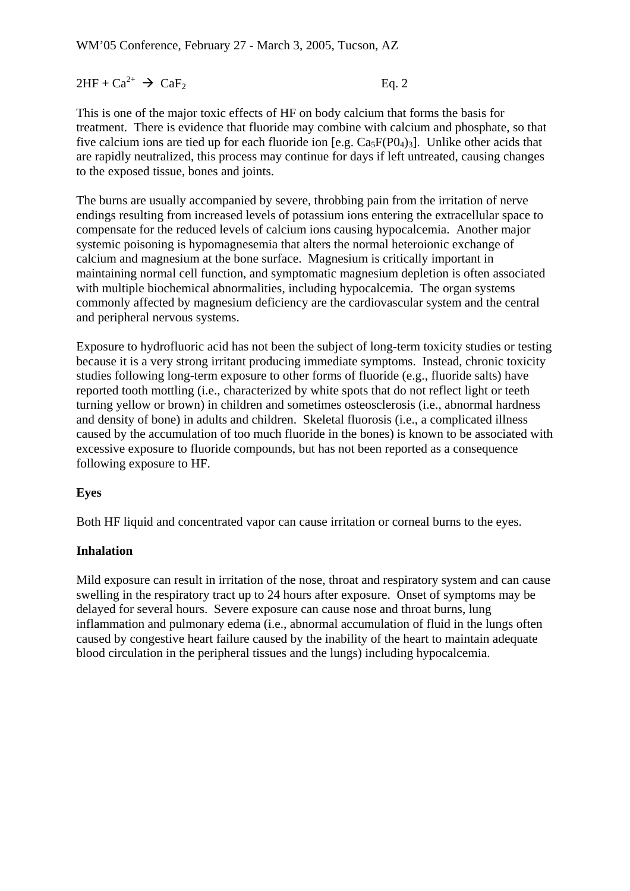$$2HF + Ca^{2+} \rightarrow CaF_2 \qquad \text{Eq. 2}$$

This is one of the major toxic effects of HF on body calcium that forms the basis for treatment. There is evidence that fluoride may combine with calcium and phosphate, so that five calcium ions are tied up for each fluoride ion [e.g. $Ca_5F(P0_4)_3$]. Unlike other acids that are rapidly neutralized, this process may continue for days if left untreated, causing changes to the exposed tissue, bones and joints.

The burns are usually accompanied by severe, throbbing pain from the irritation of nerve endings resulting from increased levels of potassium ions entering the extracellular space to compensate for the reduced levels of calcium ions causing hypocalcemia. Another major systemic poisoning is hypomagnesemia that alters the normal heteroionic exchange of calcium and magnesium at the bone surface. Magnesium is critically important in maintaining normal cell function, and symptomatic magnesium depletion is often associated with multiple biochemical abnormalities, including hypocalcemia. The organ systems commonly affected by magnesium deficiency are the cardiovascular system and the central and peripheral nervous systems.

Exposure to hydrofluoric acid has not been the subject of long-term toxicity studies or testing because it is a very strong irritant producing immediate symptoms. Instead, chronic toxicity studies following long-term exposure to other forms of fluoride (e.g., fluoride salts) have reported tooth mottling (i.e., characterized by white spots that do not reflect light or teeth turning yellow or brown) in children and sometimes osteosclerosis (i.e., abnormal hardness and density of bone) in adults and children. Skeletal fluorosis (i.e., a complicated illness caused by the accumulation of too much fluoride in the bones) is known to be associated with excessive exposure to fluoride compounds, but has not been reported as a consequence following exposure to HF.

**Eyes**

Both HF liquid and concentrated vapor can cause irritation or corneal burns to the eyes.

**Inhalation**

Mild exposure can result in irritation of the nose, throat and respiratory system and can cause swelling in the respiratory tract up to 24 hours after exposure. Onset of symptoms may be delayed for several hours. Severe exposure can cause nose and throat burns, lung inflammation and pulmonary edema (i.e., abnormal accumulation of fluid in the lungs often caused by congestive heart failure caused by the inability of the heart to maintain adequate blood circulation in the peripheral tissues and the lungs) including hypocalcemia.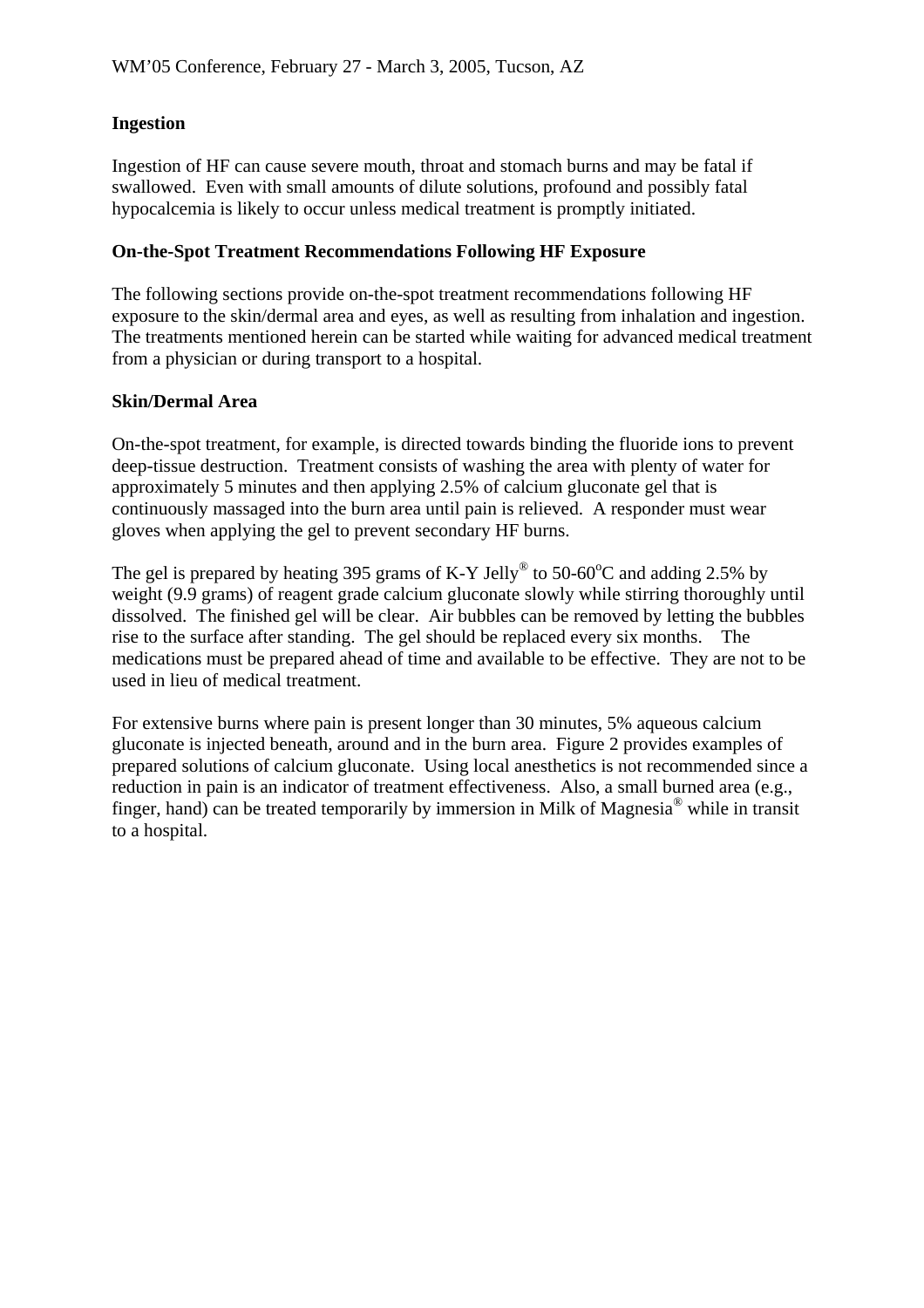## Ingestion

Ingestion of HF can cause severe mouth, throat and stomach burns and may be fatal if swallowed. Even with small amounts of dilute solutions, profound and possibly fatal hypocalcemia is likely to occur unless medical treatment is promptly initiated.

## On-the-Spot Treatment Recommendations Following HF Exposure

The following sections provide on-the-spot treatment recommendations following HF exposure to the skin/dermal area and eyes, as well as resulting from inhalation and ingestion. The treatments mentioned herein can be started while waiting for advanced medical treatment from a physician or during transport to a hospital.

### Skin/Dermal Area

On-the-spot treatment, for example, is directed towards binding the fluoride ions to prevent deep-tissue destruction. Treatment consists of washing the area with plenty of water for approximately 5 minutes and then applying 2.5% of calcium gluconate gel that is continuously massaged into the burn area until pain is relieved. A responder must wear gloves when applying the gel to prevent secondary HF burns.

The gel is prepared by heating 395 grams of K-Y Jelly® to 50-60°C and adding 2.5% by weight (9.9 grams) of reagent grade calcium gluconate slowly while stirring thoroughly until dissolved. The finished gel will be clear. Air bubbles can be removed by letting the bubbles rise to the surface after standing. The gel should be replaced every six months. The medications must be prepared ahead of time and available to be effective. They are not to be used in lieu of medical treatment.

For extensive burns where pain is present longer than 30 minutes, 5% aqueous calcium gluconate is injected beneath, around and in the burn area. Figure 2 provides examples of prepared solutions of calcium gluconate. Using local anesthetics is not recommended since a reduction in pain is an indicator of treatment effectiveness. Also, a small burned area (e.g., finger, hand) can be treated temporarily by immersion in Milk of Magnesia® while in transit to a hospital.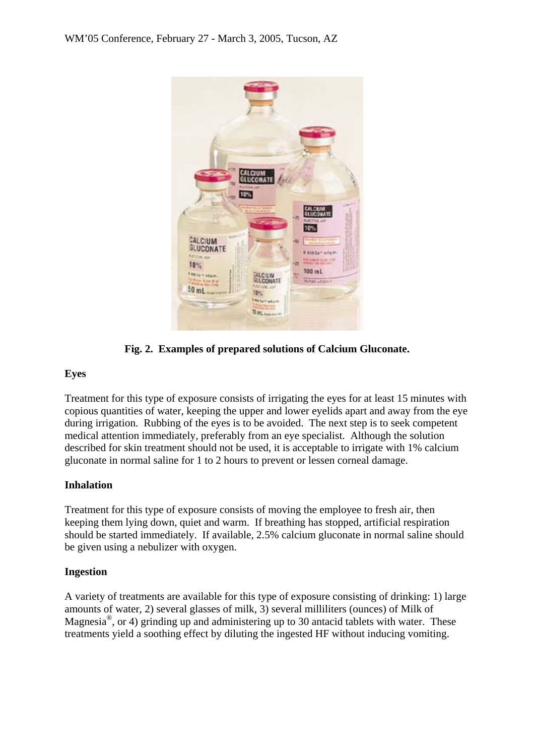**Fig. 2. Examples of prepared solutions of Calcium Gluconate.**

### Eyes

Treatment for this type of exposure consists of irrigating the eyes for at least 15 minutes with copious quantities of water, keeping the upper and lower eyelids apart and away from the eye during irrigation. Rubbing of the eyes is to be avoided. The next step is to seek competent medical attention immediately, preferably from an eye specialist. Although the solution described for skin treatment should not be used, it is acceptable to irrigate with 1% calcium gluconate in normal saline for 1 to 2 hours to prevent or lessen corneal damage.

### Inhalation

Treatment for this type of exposure consists of moving the employee to fresh air, then keeping them lying down, quiet and warm. If breathing has stopped, artificial respiration should be started immediately. If available, 2.5% calcium gluconate in normal saline should be given using a nebulizer with oxygen.

### Ingestion

A variety of treatments are available for this type of exposure consisting of drinking: 1) large amounts of water, 2) several glasses of milk, 3) several milliliters (ounces) of Milk of Magnesia®, or 4) grinding up and administering up to 30 antacid tablets with water. These treatments yield a soothing effect by diluting the ingested HF without inducing vomiting.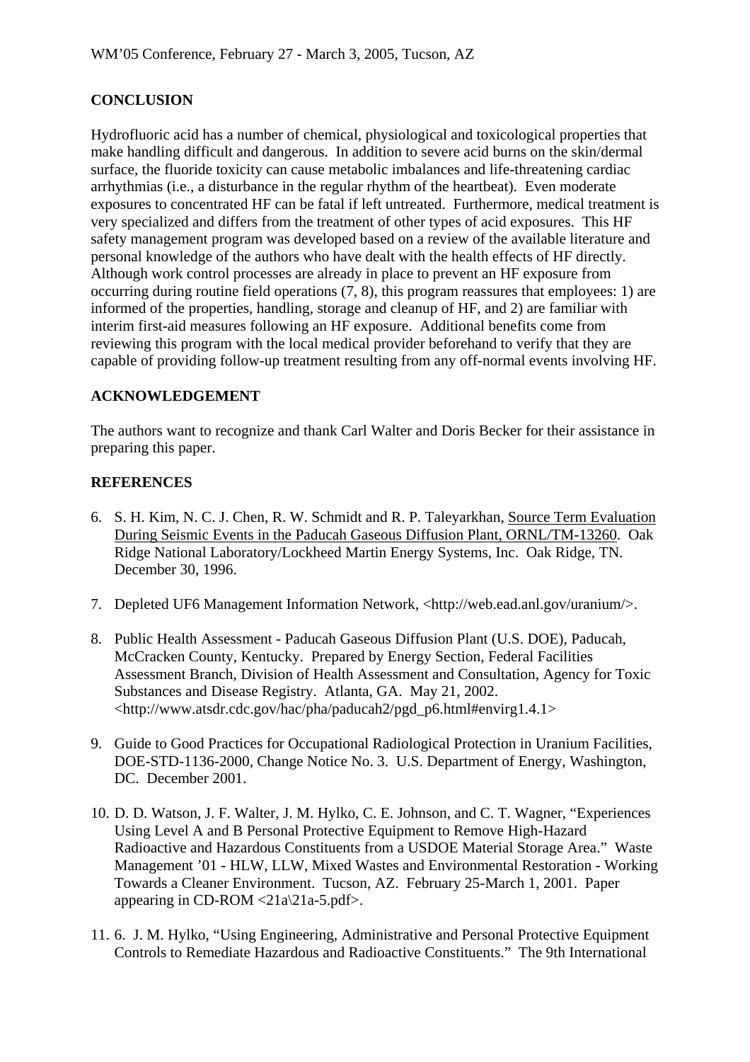## CONCLUSION

Hydrofluoric acid has a number of chemical, physiological and toxicological properties that make handling difficult and dangerous. In addition to severe acid burns on the skin/dermal surface, the fluoride toxicity can cause metabolic imbalances and life-threatening cardiac arrhythmias (i.e., a disturbance in the regular rhythm of the heartbeat). Even moderate exposures to concentrated HF can be fatal if left untreated. Furthermore, medical treatment is very specialized and differs from the treatment of other types of acid exposures. This HF safety management program was developed based on a review of the available literature and personal knowledge of the authors who have dealt with the health effects of HF directly. Although work control processes are already in place to prevent an HF exposure from occurring during routine field operations (7, 8), this program reassures that employees: 1) are informed of the properties, handling, storage and cleanup of HF, and 2) are familiar with interim first-aid measures following an HF exposure. Additional benefits come from reviewing this program with the local medical provider beforehand to verify that they are capable of providing follow-up treatment resulting from any off-normal events involving HF.

## ACKNOWLEDGEMENT

The authors want to recognize and thank Carl Walter and Doris Becker for their assistance in preparing this paper.

## REFERENCES

6. S. H. Kim, N. C. J. Chen, R. W. Schmidt and R. P. Taleyarkhan, Source Term Evaluation During Seismic Events in the Paducah Gaseous Diffusion Plant, ORNL/TM-13260. Oak Ridge National Laboratory/Lockheed Martin Energy Systems, Inc. Oak Ridge, TN. December 30, 1996.

7. Depleted UF6 Management Information Network, <http://web.ead.anl.gov/uranium/>.

8. Public Health Assessment - Paducah Gaseous Diffusion Plant (U.S. DOE), Paducah, McCracken County, Kentucky. Prepared by Energy Section, Federal Facilities Assessment Branch, Division of Health Assessment and Consultation, Agency for Toxic Substances and Disease Registry. Atlanta, GA. May 21, 2002. <http://www.atsdr.cdc.gov/hac/pha/paducah2/pgd_p6.html#envirg1.4.1>

9. Guide to Good Practices for Occupational Radiological Protection in Uranium Facilities, DOE-STD-1136-2000, Change Notice No. 3. U.S. Department of Energy, Washington, DC. December 2001.

10. D. D. Watson, J. F. Walter, J. M. Hylko, C. E. Johnson, and C. T. Wagner, "Experiences Using Level A and B Personal Protective Equipment to Remove High-Hazard Radioactive and Hazardous Constituents from a USDOE Material Storage Area." Waste Management '01 - HLW, LLW, Mixed Wastes and Environmental Restoration - Working Towards a Cleaner Environment. Tucson, AZ. February 25-March 1, 2001. Paper appearing in CD-ROM <21a\21a-5.pdf>.

11. 6. J. M. Hylko, "Using Engineering, Administrative and Personal Protective Equipment Controls to Remediate Hazardous and Radioactive Constituents." The 9th International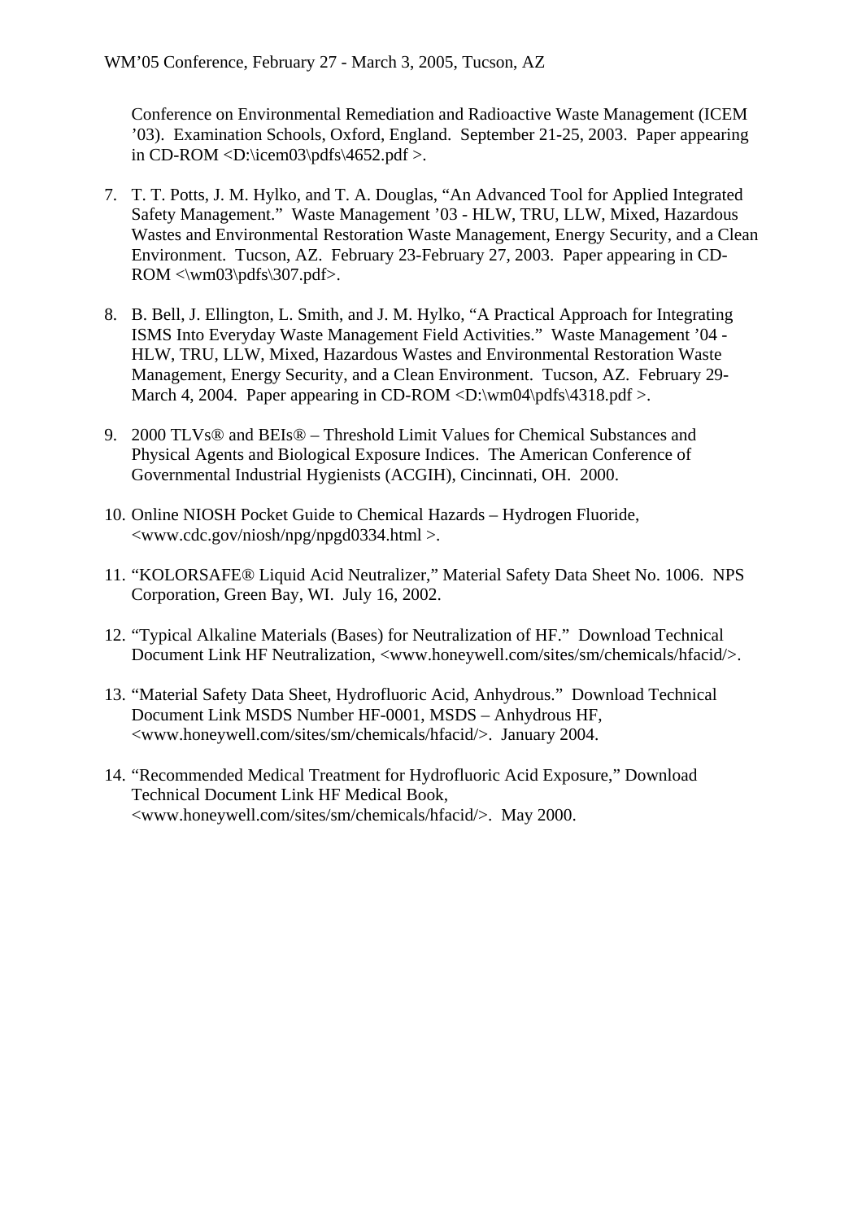Conference on Environmental Remediation and Radioactive Waste Management (ICEM '03). Examination Schools, Oxford, England. September 21-25, 2003. Paper appearing in CD-ROM <D:\icem03\pdfs\4652.pdf >.

7. T. T. Potts, J. M. Hylko, and T. A. Douglas, "An Advanced Tool for Applied Integrated Safety Management." Waste Management '03 - HLW, TRU, LLW, Mixed, Hazardous Wastes and Environmental Restoration Waste Management, Energy Security, and a Clean Environment. Tucson, AZ. February 23-February 27, 2003. Paper appearing in CD-ROM <\wm03\pdfs\307.pdf>.

8. B. Bell, J. Ellington, L. Smith, and J. M. Hylko, "A Practical Approach for Integrating ISMS Into Everyday Waste Management Field Activities." Waste Management '04 - HLW, TRU, LLW, Mixed, Hazardous Wastes and Environmental Restoration Waste Management, Energy Security, and a Clean Environment. Tucson, AZ. February 29-March 4, 2004. Paper appearing in CD-ROM <D:\wm04\pdfs\4318.pdf >.

9. 2000 TLVs® and BEIs® – Threshold Limit Values for Chemical Substances and Physical Agents and Biological Exposure Indices. The American Conference of Governmental Industrial Hygienists (ACGIH), Cincinnati, OH. 2000.

10. Online NIOSH Pocket Guide to Chemical Hazards – Hydrogen Fluoride, <www.cdc.gov/niosh/npg/npgd0334.html >.

11. "KOLORSAFE® Liquid Acid Neutralizer," Material Safety Data Sheet No. 1006. NPS Corporation, Green Bay, WI. July 16, 2002.

12. "Typical Alkaline Materials (Bases) for Neutralization of HF." Download Technical Document Link HF Neutralization, <www.honeywell.com/sites/sm/chemicals/hfacid/>.

13. "Material Safety Data Sheet, Hydrofluoric Acid, Anhydrous." Download Technical Document Link MSDS Number HF-0001, MSDS – Anhydrous HF, <www.honeywell.com/sites/sm/chemicals/hfacid/>. January 2004.

14. "Recommended Medical Treatment for Hydrofluoric Acid Exposure," Download Technical Document Link HF Medical Book, <www.honeywell.com/sites/sm/chemicals/hfacid/>. May 2000.